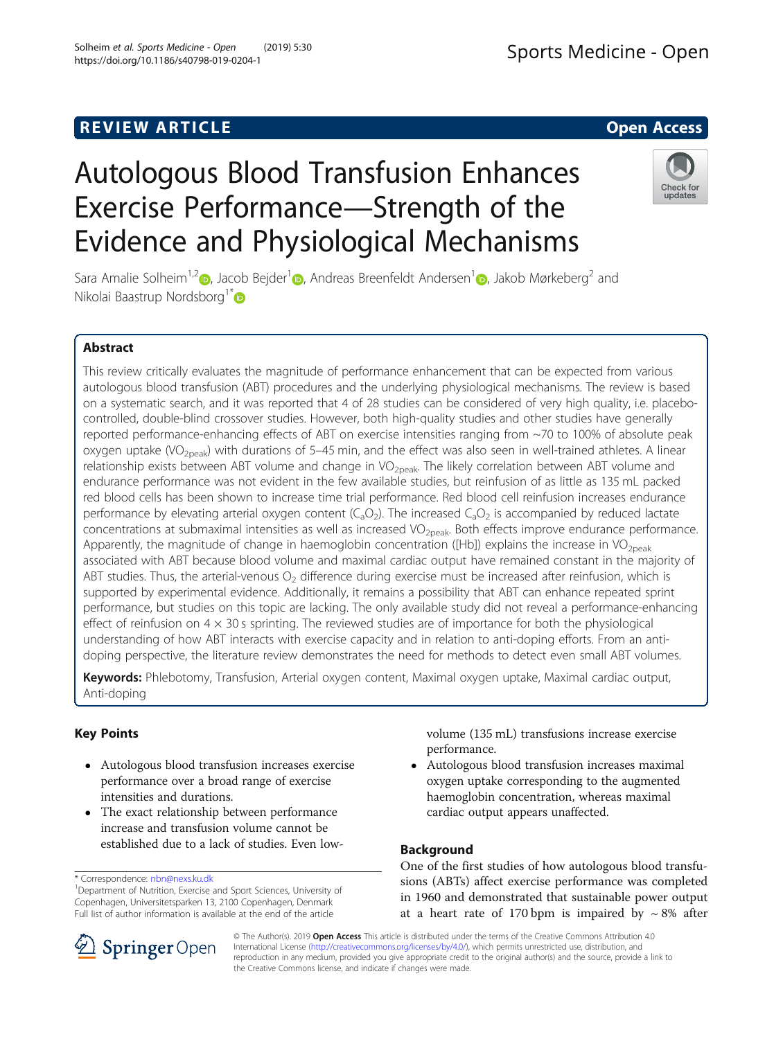REVIEW ARTICLE

Open Access

# Autologous Blood Transfusion Enhances Exercise Performance—Strength of the Evidence and Physiological Mechanisms

Sara Amalie Solheim[1,2], Jacob Bejder[1], Andreas Breenfeldt Andersen[1], Jakob Mørkeberg[2] and Nikolai Baastrup Nordsborg[1*]

## Abstract

This review critically evaluates the magnitude of performance enhancement that can be expected from various autologous blood transfusion (ABT) procedures and the underlying physiological mechanisms. The review is based on a systematic search, and it was reported that 4 of 28 studies can be considered of very high quality, i.e. placebo-controlled, double-blind crossover studies. However, both high-quality studies and other studies have generally reported performance-enhancing effects of ABT on exercise intensities ranging from ~70 to 100% of absolute peak oxygen uptake ($VO_{2peak}$) with durations of 5–45 min, and the effect was also seen in well-trained athletes. A linear relationship exists between ABT volume and change in $VO_{2peak}$. The likely correlation between ABT volume and endurance performance was not evident in the few available studies, but reinfusion of as little as 135 mL packed red blood cells has been shown to increase time trial performance. Red blood cell reinfusion increases endurance performance by elevating arterial oxygen content ($C_aO_2$). The increased $C_aO_2$ is accompanied by reduced lactate concentrations at submaximal intensities as well as increased $VO_{2peak}$. Both effects improve endurance performance. Apparently, the magnitude of change in haemoglobin concentration ([Hb]) explains the increase in $VO_{2peak}$ associated with ABT because blood volume and maximal cardiac output have remained constant in the majority of ABT studies. Thus, the arterial-venous $O_2$ difference during exercise must be increased after reinfusion, which is supported by experimental evidence. Additionally, it remains a possibility that ABT can enhance repeated sprint performance, but studies on this topic are lacking. The only available study did not reveal a performance-enhancing effect of reinfusion on 4 × 30 s sprinting. The reviewed studies are of importance for both the physiological understanding of how ABT interacts with exercise capacity and in relation to anti-doping efforts. From an anti-doping perspective, the literature review demonstrates the need for methods to detect even small ABT volumes.

**Keywords:** Phlebotomy, Transfusion, Arterial oxygen content, Maximal oxygen uptake, Maximal cardiac output, Anti-doping

## Key Points

- Autologous blood transfusion increases exercise performance over a broad range of exercise intensities and durations.
- The exact relationship between performance increase and transfusion volume cannot be established due to a lack of studies. Even low-volume (135 mL) transfusions increase exercise performance.
- Autologous blood transfusion increases maximal oxygen uptake corresponding to the augmented haemoglobin concentration, whereas maximal cardiac output appears unaffected.

## Background

One of the first studies of how autologous blood transfusions (ABTs) affect exercise performance was completed in 1960 and demonstrated that sustainable power output at a heart rate of 170 bpm is impaired by ~ 8% after

\* Correspondence: nbn@nexs.ku.dk
[1]Department of Nutrition, Exercise and Sport Sciences, University of Copenhagen, Universitetsparken 13, 2100 Copenhagen, Denmark
Full list of author information is available at the end of the article

© The Author(s). 2019 **Open Access** This article is distributed under the terms of the Creative Commons Attribution 4.0 International License (http://creativecommons.org/licenses/by/4.0/), which permits unrestricted use, distribution, and reproduction in any medium, provided you give appropriate credit to the original author(s) and the source, provide a link to the Creative Commons license, and indicate if changes were made.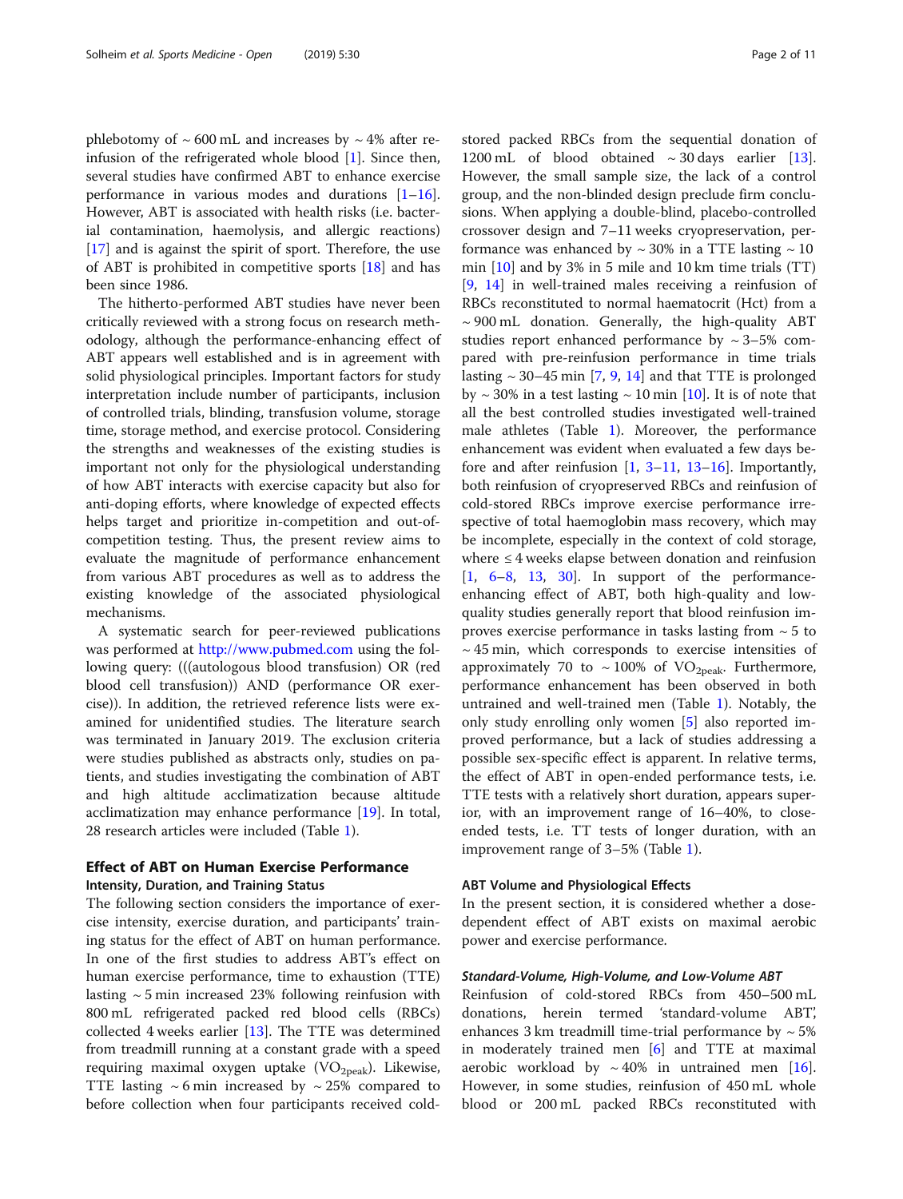phlebotomy of ~ 600 mL and increases by ~ 4% after reinfusion of the refrigerated whole blood [1]. Since then, several studies have confirmed ABT to enhance exercise performance in various modes and durations [1–16]. However, ABT is associated with health risks (i.e. bacterial contamination, haemolysis, and allergic reactions) [17] and is against the spirit of sport. Therefore, the use of ABT is prohibited in competitive sports [18] and has been since 1986.

The hitherto-performed ABT studies have never been critically reviewed with a strong focus on research methodology, although the performance-enhancing effect of ABT appears well established and is in agreement with solid physiological principles. Important factors for study interpretation include number of participants, inclusion of controlled trials, blinding, transfusion volume, storage time, storage method, and exercise protocol. Considering the strengths and weaknesses of the existing studies is important not only for the physiological understanding of how ABT interacts with exercise capacity but also for anti-doping efforts, where knowledge of expected effects helps target and prioritize in-competition and out-of-competition testing. Thus, the present review aims to evaluate the magnitude of performance enhancement from various ABT procedures as well as to address the existing knowledge of the associated physiological mechanisms.

A systematic search for peer-reviewed publications was performed at http://www.pubmed.com using the following query: (((autologous blood transfusion) OR (red blood cell transfusion)) AND (performance OR exercise)). In addition, the retrieved reference lists were examined for unidentified studies. The literature search was terminated in January 2019. The exclusion criteria were studies published as abstracts only, studies on patients, and studies investigating the combination of ABT and high altitude acclimatization because altitude acclimatization may enhance performance [19]. In total, 28 research articles were included (Table 1).

## Effect of ABT on Human Exercise Performance

### Intensity, Duration, and Training Status

The following section considers the importance of exercise intensity, exercise duration, and participants' training status for the effect of ABT on human performance. In one of the first studies to address ABT's effect on human exercise performance, time to exhaustion (TTE) lasting ~ 5 min increased 23% following reinfusion with 800 mL refrigerated packed red blood cells (RBCs) collected 4 weeks earlier [13]. The TTE was determined from treadmill running at a constant grade with a speed requiring maximal oxygen uptake ($VO_{2peak}$). Likewise, TTE lasting ~ 6 min increased by ~ 25% compared to before collection when four participants received cold-stored packed RBCs from the sequential donation of 1200 mL of blood obtained ~ 30 days earlier [13]. However, the small sample size, the lack of a control group, and the non-blinded design preclude firm conclusions. When applying a double-blind, placebo-controlled crossover design and 7–11 weeks cryopreservation, performance was enhanced by ~ 30% in a TTE lasting ~ 10 min [10] and by 3% in 5 mile and 10 km time trials (TT) [9, 14] in well-trained males receiving a reinfusion of RBCs reconstituted to normal haematocrit (Hct) from a ~ 900 mL donation. Generally, the high-quality ABT studies report enhanced performance by ~ 3–5% compared with pre-reinfusion performance in time trials lasting ~ 30–45 min [7, 9, 14] and that TTE is prolonged by ~ 30% in a test lasting ~ 10 min [10]. It is of note that all the best controlled studies investigated well-trained male athletes (Table 1). Moreover, the performance enhancement was evident when evaluated a few days before and after reinfusion [1, 3–11, 13–16]. Importantly, both reinfusion of cryopreserved RBCs and reinfusion of cold-stored RBCs improve exercise performance irrespective of total haemoglobin mass recovery, which may be incomplete, especially in the context of cold storage, where ≤ 4 weeks elapse between donation and reinfusion [1, 6–8, 13, 30]. In support of the performance-enhancing effect of ABT, both high-quality and low-quality studies generally report that blood reinfusion improves exercise performance in tasks lasting from ~ 5 to ~ 45 min, which corresponds to exercise intensities of approximately 70 to ~ 100% of $VO_{2peak}$. Furthermore, performance enhancement has been observed in both untrained and well-trained men (Table 1). Notably, the only study enrolling only women [5] also reported improved performance, but a lack of studies addressing a possible sex-specific effect is apparent. In relative terms, the effect of ABT in open-ended performance tests, i.e. TTE tests with a relatively short duration, appears superior, with an improvement range of 16–40%, to close-ended tests, i.e. TT tests of longer duration, with an improvement range of 3–5% (Table 1).

### ABT Volume and Physiological Effects

In the present section, it is considered whether a dose-dependent effect of ABT exists on maximal aerobic power and exercise performance.

#### *Standard-Volume, High-Volume, and Low-Volume ABT*

Reinfusion of cold-stored RBCs from 450–500 mL donations, herein termed 'standard-volume ABT', enhances 3 km treadmill time-trial performance by ~ 5% in moderately trained men [6] and TTE at maximal aerobic workload by ~ 40% in untrained men [16]. However, in some studies, reinfusion of 450 mL whole blood or 200 mL packed RBCs reconstituted with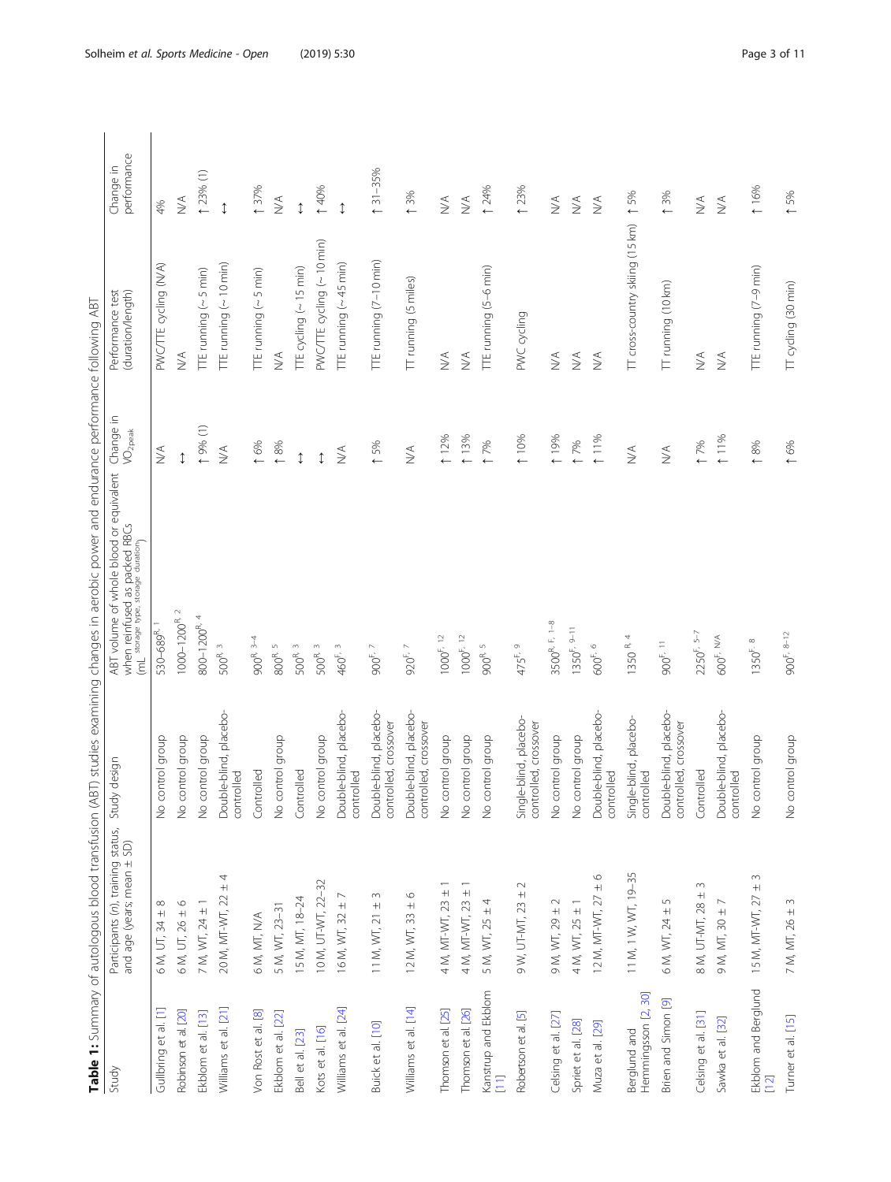**Table 1:** Summary of autologous blood transfusion (ABT) studies examining changes in aerobic power and endurance performance following ABT

| Study | Participants (n), training status, and age (years; mean ± SD) | Study design | ABT volume of whole blood or equivalent when reinfused as packed RBCs (mL [storage type, storage duration]) | Change in $VO_{2peak}$ | Performance test (duration/length) | Change in performance |
|---|---|---|---|---|---|---|
| Gullbring et al. [1] | 6 M, UT, 34 ± 8 | No control group | 530–689[R, 1] | N/A | PWC/TTE cycling (N/A) | 4% |
| Robinson et al. [20] | 6 M, UT, 26 ± 6 | No control group | 1000–1200[R, 2] | ↔ | N/A | N/A |
| Ekblom et al. [13] | 7 M, WT, 24 ± 1 | No control group | 800–1200[R, 4] | ↑ 9% (1) | TTE running (~ 5 min) | ↑ 23% (1) |
| Williams et al. [21] | 20 M, MT-WT, 22 ± 4 | Double-blind, placebo-controlled | 500[R, 3] | N/A | TTE running (~ 10 min) | ↔ |
| Von Rost et al. [8] | 6 M, MT, N/A | Controlled | 900[R, 3–4] | ↑ 6% | TTE running (~ 5 min) | ↑ 37% |
| Ekblom et al. [22] | 5 M, WT, 23–31 | No control group | 800[R, 5] | ↑ 8% | N/A | N/A |
| Bell et al. [23] | 15 M, MT, 18–24 | Controlled | 500[R, 3] | ↔ | TTE cycling (~ 15 min) | ↔ |
| Kots et al. [16] | 10 M, UT-WT, 22–32 | No control group | 500[R, 3] | ↔ | PWC/TTE cycling (~ 10 min) | ↑ 40% |
| Williams et al. [24] | 16 M, WT, 32 ± 7 | Double-blind, placebo-controlled | 460[F, 3] | N/A | TTE running (~ 45 min) | ↔ |
| Buick et al. [10] | 11 M, WT, 21 ± 3 | Double-blind, placebo-controlled, crossover | 900[F, 7] | ↑ 5% | TTE running (7–10 min) | ↑ 31–35% |
| Williams et al. [14] | 12 M, WT, 33 ± 6 | Double-blind, placebo-controlled, crossover | 920[F, 7] | N/A | TT running (5 miles) | ↑ 3% |
| Thomson et al. [25] | 4 M, MT-WT, 23 ± 1 | No control group | 1000[F, 12] | ↑ 12% | N/A | N/A |
| Thomson et al. [26] | 4 M, MT-WT, 23 ± 1 | No control group | 1000[F, 12] | ↑ 13% | N/A | N/A |
| Kanstrup and Ekblom [11] | 5 M, WT, 25 ± 4 | No control group | 900[R, 5] | ↑ 7% | TTE running (5–6 min) | ↑ 24% |
| Robertson et al. [5] | 9 W, UT-MT, 23 ± 2 | Single-blind, placebo-controlled, crossover | 475[F, 9] | ↑ 10% | PWC cycling | ↑ 23% |
| Celsing et al. [27] | 9 M, WT, 29 ± 2 | No control group | 3500[R, F, 1–8] | ↑ 19% | N/A | N/A |
| Spriet et al. [28] | 4 M, WT, 25 ± 1 | No control group | 1350[F, 9–11] | ↑ 7% | N/A | N/A |
| Muza et al. [29] | 12 M, MT-WT, 27 ± 6 | Double-blind, placebo-controlled | 600[F, 6] | ↑ 11% | N/A | N/A |
| Berglund and Hemmingsson [2, 30] | 11 M, 1 W, WT, 19–35 | Single-blind, placebo-controlled | 1350 [R, 4] | N/A | TT cross-country skiing (15 km) | ↑ 5% |
| Brien and Simon [9] | 6 M, WT, 24 ± 5 | Double-blind, placebo-controlled, crossover | 900[F, 11] | N/A | TT running (10 km) | ↑ 3% |
| Celsing et al. [31] | 8 M, UT-MT, 28 ± 3 | Controlled | 2250[F, 5–7] | ↑ 7% | N/A | N/A |
| Sawka et al. [32] | 9 M, MT, 30 ± 7 | Double-blind, placebo-controlled | 600[F, N/A] | ↑ 11% | N/A | N/A |
| Ekblom and Berglund [12] | 15 M, MT-WT, 27 ± 3 | No control group | 1350[F, 8] | ↑ 8% | TTE running (7–9 min) | ↑ 16% |
| Turner et al. [15] | 7 M, MT, 26 ± 3 | No control group | 900[F, 8–12] | ↑ 6% | TT cycling (30 min) | ↑ 5% |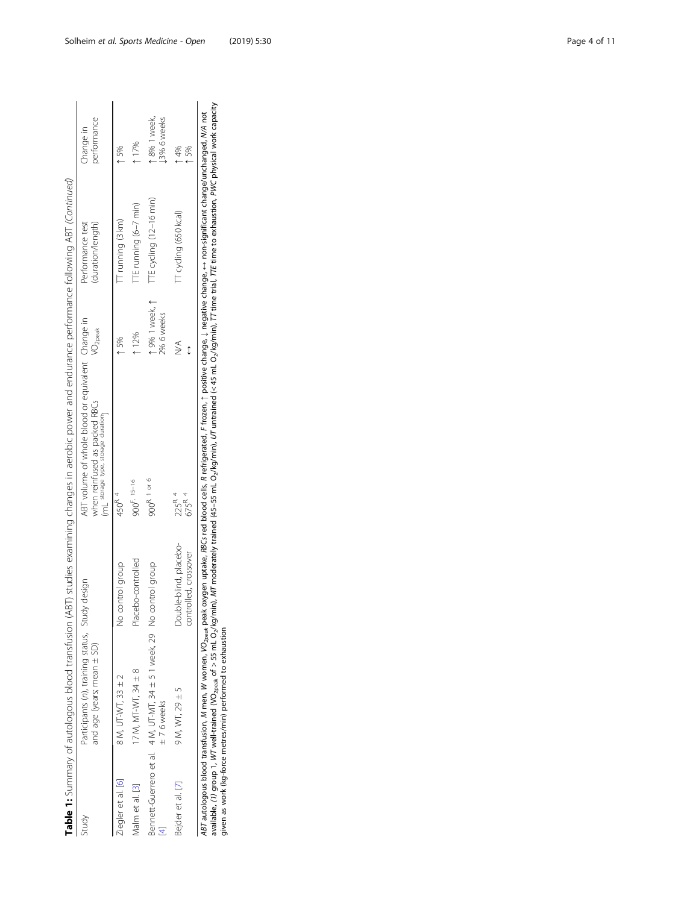**Table 1:** Summary of autologous blood transfusion (ABT) studies examining changes in aerobic power and endurance performance following ABT *(Continued)*

| Study | Participants (n), training status, and age (years; mean ± SD) | Study design | ABT volume of whole blood or equivalent when reinfused as packed RBCs (mL storage type, storage duration) | Change in $VO_{2peak}$ | Performance test (duration/length) | Change in performance |
|---|---|---|---|---|---|---|
| Ziegler et al. [6] | 8 M, UT-WT, 33 ± 2 | No control group | 450[R, 4] | ↑ 5% | TT running (3 km) | ↑ 5% |
| Malm et al. [3] | 17 M, MT-WT, 34 ± 8 | Placebo-controlled | 900[F, 15–16] | ↑ 12% | TTE running (6–7 min) | ↑ 17% |
| Bennett-Guerrero et al. [4] | 4 M, UT-MT, 34 ± 5 1 week, 29 ± 7 6 weeks | No control group | 900[R, 1 or 6] | ↑ 9% 1 week, ↑ 2% 6 weeks | TTE cycling (12–16 min) | ↑ 8% 1 week, ↓3% 6 weeks |
| Bejder et al. [7] | 9 M, WT, 29 ± 5 | Double-blind, placebo-controlled, crossover | 225[R, 4]<br>675[R, 4] | N/A<br>↔ | TT cycling (650 kcal) | ↑ 4%<br>↑ 5% |

*ABT* autologous blood transfusion, *M* men, *W* women, $VO_{2peak}$ peak oxygen uptake, *RBCs* red blood cells, *R* refrigerated, *F* frozen, ↑ positive change, ↓ negative change, ↔ non-significant change/unchanged, *N/A* not available, *(1)* group 1, *WT* well-trained ($VO_{2peak}$ of > 55 mL $O_2$/kg/min), *MT* moderately trained (45–55 mL $O_2$/kg/min), *UT* untrained (< 45 mL $O_2$/kg/min), *TT* time trial, *TTE* time to exhaustion, *PWC* physical work capacity given as work (kg-force metres/min) performed to exhaustion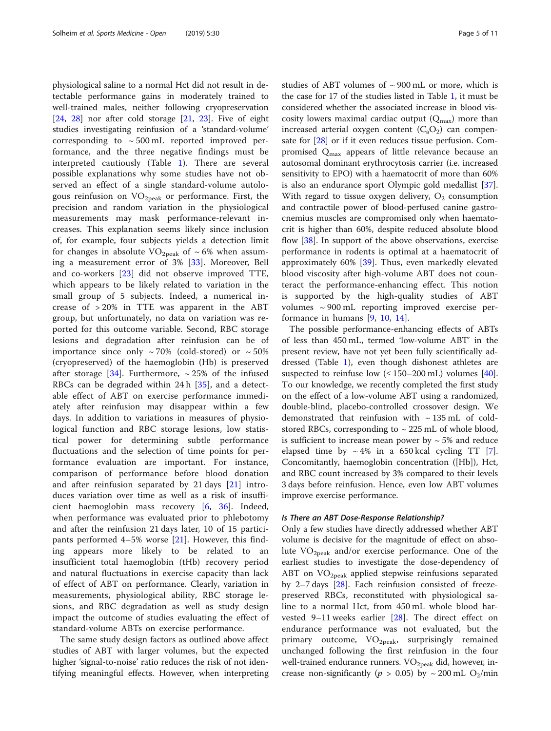physiological saline to a normal Hct did not result in detectable performance gains in moderately trained to well-trained males, neither following cryopreservation [24, 28] nor after cold storage [21, 23]. Five of eight studies investigating reinfusion of a 'standard-volume' corresponding to ~ 500 mL reported improved performance, and the three negative findings must be interpreted cautiously (Table 1). There are several possible explanations why some studies have not observed an effect of a single standard-volume autologous reinfusion on $VO_{2peak}$ or performance. First, the precision and random variation in the physiological measurements may mask performance-relevant increases. This explanation seems likely since inclusion of, for example, four subjects yields a detection limit for changes in absolute $VO_{2peak}$ of ~ 6% when assuming a measurement error of 3% [33]. Moreover, Bell and co-workers [23] did not observe improved TTE, which appears to be likely related to variation in the small group of 5 subjects. Indeed, a numerical increase of > 20% in TTE was apparent in the ABT group, but unfortunately, no data on variation was reported for this outcome variable. Second, RBC storage lesions and degradation after reinfusion can be of importance since only ~ 70% (cold-stored) or ~ 50% (cryopreserved) of the haemoglobin (Hb) is preserved after storage [34]. Furthermore, ~ 25% of the infused RBCs can be degraded within 24 h [35], and a detectable effect of ABT on exercise performance immediately after reinfusion may disappear within a few days. In addition to variations in measures of physiological function and RBC storage lesions, low statistical power for determining subtle performance fluctuations and the selection of time points for performance evaluation are important. For instance, comparison of performance before blood donation and after reinfusion separated by 21 days [21] introduces variation over time as well as a risk of insufficient haemoglobin mass recovery [6, 36]. Indeed, when performance was evaluated prior to phlebotomy and after the reinfusion 21 days later, 10 of 15 participants performed 4–5% worse [21]. However, this finding appears more likely to be related to an insufficient total haemoglobin (tHb) recovery period and natural fluctuations in exercise capacity than lack of effect of ABT on performance. Clearly, variation in measurements, physiological ability, RBC storage lesions, and RBC degradation as well as study design impact the outcome of studies evaluating the effect of standard-volume ABTs on exercise performance.

The same study design factors as outlined above affect studies of ABT with larger volumes, but the expected higher 'signal-to-noise' ratio reduces the risk of not identifying meaningful effects. However, when interpreting studies of ABT volumes of ~ 900 mL or more, which is the case for 17 of the studies listed in Table 1, it must be considered whether the associated increase in blood viscosity lowers maximal cardiac output ($Q_{max}$) more than increased arterial oxygen content ($C_aO_2$) can compensate for [28] or if it even reduces tissue perfusion. Compromised $Q_{max}$ appears of little relevance because an autosomal dominant erythrocytosis carrier (i.e. increased sensitivity to EPO) with a haematocrit of more than 60% is also an endurance sport Olympic gold medallist [37]. With regard to tissue oxygen delivery, $O_2$ consumption and contractile power of blood-perfused canine gastrocnemius muscles are compromised only when haematocrit is higher than 60%, despite reduced absolute blood flow [38]. In support of the above observations, exercise performance in rodents is optimal at a haematocrit of approximately 60% [39]. Thus, even markedly elevated blood viscosity after high-volume ABT does not counteract the performance-enhancing effect. This notion is supported by the high-quality studies of ABT volumes ~ 900 mL reporting improved exercise performance in humans [9, 10, 14].

The possible performance-enhancing effects of ABTs of less than 450 mL, termed 'low-volume ABT' in the present review, have not yet been fully scientifically addressed (Table 1), even though dishonest athletes are suspected to reinfuse low (≤ 150–200 mL) volumes [40]. To our knowledge, we recently completed the first study on the effect of a low-volume ABT using a randomized, double-blind, placebo-controlled crossover design. We demonstrated that reinfusion with ~ 135 mL of cold-stored RBCs, corresponding to ~ 225 mL of whole blood, is sufficient to increase mean power by ~ 5% and reduce elapsed time by ~ 4% in a 650 kcal cycling TT [7]. Concomitantly, haemoglobin concentration ([Hb]), Hct, and RBC count increased by 3% compared to their levels 3 days before reinfusion. Hence, even low ABT volumes improve exercise performance.

#### *Is There an ABT Dose-Response Relationship?*

Only a few studies have directly addressed whether ABT volume is decisive for the magnitude of effect on absolute $VO_{2peak}$ and/or exercise performance. One of the earliest studies to investigate the dose-dependency of ABT on $VO_{2peak}$ applied stepwise reinfusions separated by 2–7 days [28]. Each reinfusion consisted of freeze-preserved RBCs, reconstituted with physiological saline to a normal Hct, from 450 mL whole blood harvested 9–11 weeks earlier [28]. The direct effect on endurance performance was not evaluated, but the primary outcome, $VO_{2peak}$, surprisingly remained unchanged following the first reinfusion in the four well-trained endurance runners. $VO_{2peak}$ did, however, increase non-significantly ($p$ > 0.05) by ~ 200 mL $O_2$/min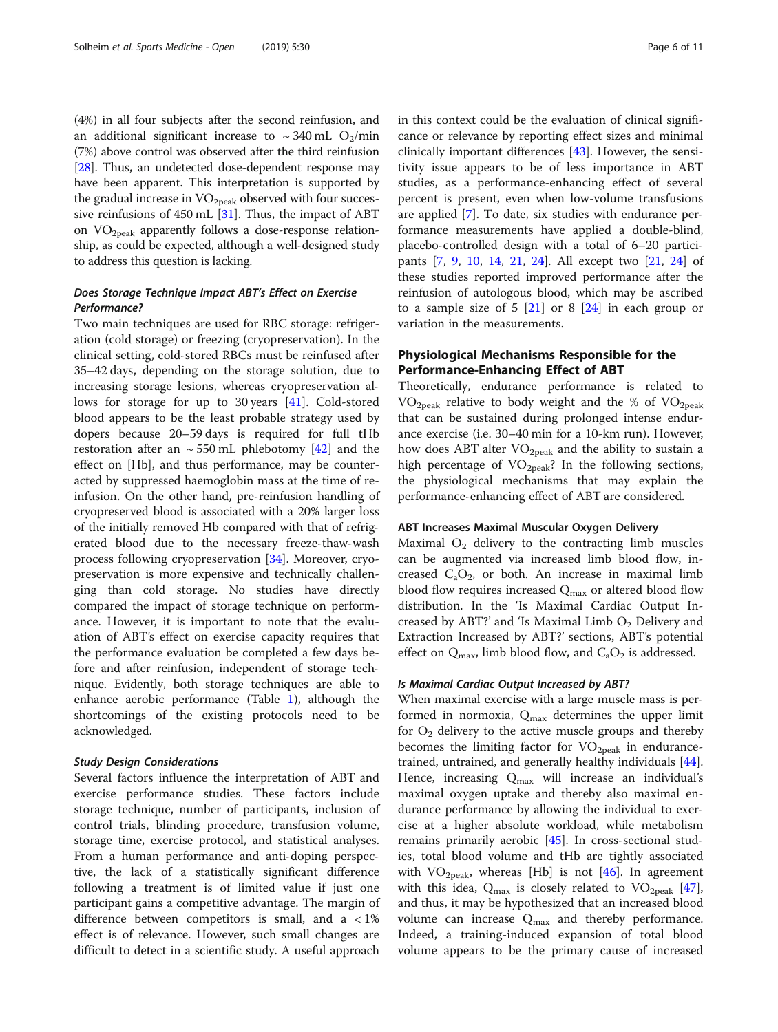(4%) in all four subjects after the second reinfusion, and an additional significant increase to ~ 340 mL $O_2$/min (7%) above control was observed after the third reinfusion [28]. Thus, an undetected dose-dependent response may have been apparent. This interpretation is supported by the gradual increase in $VO_{2peak}$ observed with four successive reinfusions of 450 mL [31]. Thus, the impact of ABT on $VO_{2peak}$ apparently follows a dose-response relationship, as could be expected, although a well-designed study to address this question is lacking.

### *Does Storage Technique Impact ABT's Effect on Exercise Performance?*

Two main techniques are used for RBC storage: refrigeration (cold storage) or freezing (cryopreservation). In the clinical setting, cold-stored RBCs must be reinfused after 35–42 days, depending on the storage solution, due to increasing storage lesions, whereas cryopreservation allows for storage for up to 30 years [41]. Cold-stored blood appears to be the least probable strategy used by dopers because 20–59 days is required for full tHb restoration after an ~ 550 mL phlebotomy [42] and the effect on [Hb], and thus performance, may be counteracted by suppressed haemoglobin mass at the time of reinfusion. On the other hand, pre-reinfusion handling of cryopreserved blood is associated with a 20% larger loss of the initially removed Hb compared with that of refrigerated blood due to the necessary freeze-thaw-wash process following cryopreservation [34]. Moreover, cryopreservation is more expensive and technically challenging than cold storage. No studies have directly compared the impact of storage technique on performance. However, it is important to note that the evaluation of ABT's effect on exercise capacity requires that the performance evaluation be completed a few days before and after reinfusion, independent of storage technique. Evidently, both storage techniques are able to enhance aerobic performance (Table 1), although the shortcomings of the existing protocols need to be acknowledged.

### *Study Design Considerations*

Several factors influence the interpretation of ABT and exercise performance studies. These factors include storage technique, number of participants, inclusion of control trials, blinding procedure, transfusion volume, storage time, exercise protocol, and statistical analyses. From a human performance and anti-doping perspective, the lack of a statistically significant difference following a treatment is of limited value if just one participant gains a competitive advantage. The margin of difference between competitors is small, and a < 1% effect is of relevance. However, such small changes are difficult to detect in a scientific study. A useful approach in this context could be the evaluation of clinical significance or relevance by reporting effect sizes and minimal clinically important differences [43]. However, the sensitivity issue appears to be of less importance in ABT studies, as a performance-enhancing effect of several percent is present, even when low-volume transfusions are applied [7]. To date, six studies with endurance performance measurements have applied a double-blind, placebo-controlled design with a total of 6–20 participants [7, 9, 10, 14, 21, 24]. All except two [21, 24] of these studies reported improved performance after the reinfusion of autologous blood, which may be ascribed to a sample size of 5 [21] or 8 [24] in each group or variation in the measurements.

## Physiological Mechanisms Responsible for the Performance-Enhancing Effect of ABT

Theoretically, endurance performance is related to $VO_{2peak}$ relative to body weight and the % of $VO_{2peak}$ that can be sustained during prolonged intense endurance exercise (i.e. 30–40 min for a 10-km run). However, how does ABT alter $VO_{2peak}$ and the ability to sustain a high percentage of $VO_{2peak}$? In the following sections, the physiological mechanisms that may explain the performance-enhancing effect of ABT are considered.

### ABT Increases Maximal Muscular Oxygen Delivery

Maximal $O_2$ delivery to the contracting limb muscles can be augmented via increased limb blood flow, increased $C_aO_2$, or both. An increase in maximal limb blood flow requires increased $Q_{max}$ or altered blood flow distribution. In the 'Is Maximal Cardiac Output Increased by ABT?' and 'Is Maximal Limb $O_2$ Delivery and Extraction Increased by ABT?' sections, ABT's potential effect on $Q_{max}$, limb blood flow, and $C_aO_2$ is addressed.

### *Is Maximal Cardiac Output Increased by ABT?*

When maximal exercise with a large muscle mass is performed in normoxia, $Q_{max}$ determines the upper limit for $O_2$ delivery to the active muscle groups and thereby becomes the limiting factor for $VO_{2peak}$ in endurance-trained, untrained, and generally healthy individuals [44]. Hence, increasing $Q_{max}$ will increase an individual's maximal oxygen uptake and thereby also maximal endurance performance by allowing the individual to exercise at a higher absolute workload, while metabolism remains primarily aerobic [45]. In cross-sectional studies, total blood volume and tHb are tightly associated with $VO_{2peak}$, whereas [Hb] is not [46]. In agreement with this idea, $Q_{max}$ is closely related to $VO_{2peak}$ [47], and thus, it may be hypothesized that an increased blood volume can increase $Q_{max}$ and thereby performance. Indeed, a training-induced expansion of total blood volume appears to be the primary cause of increased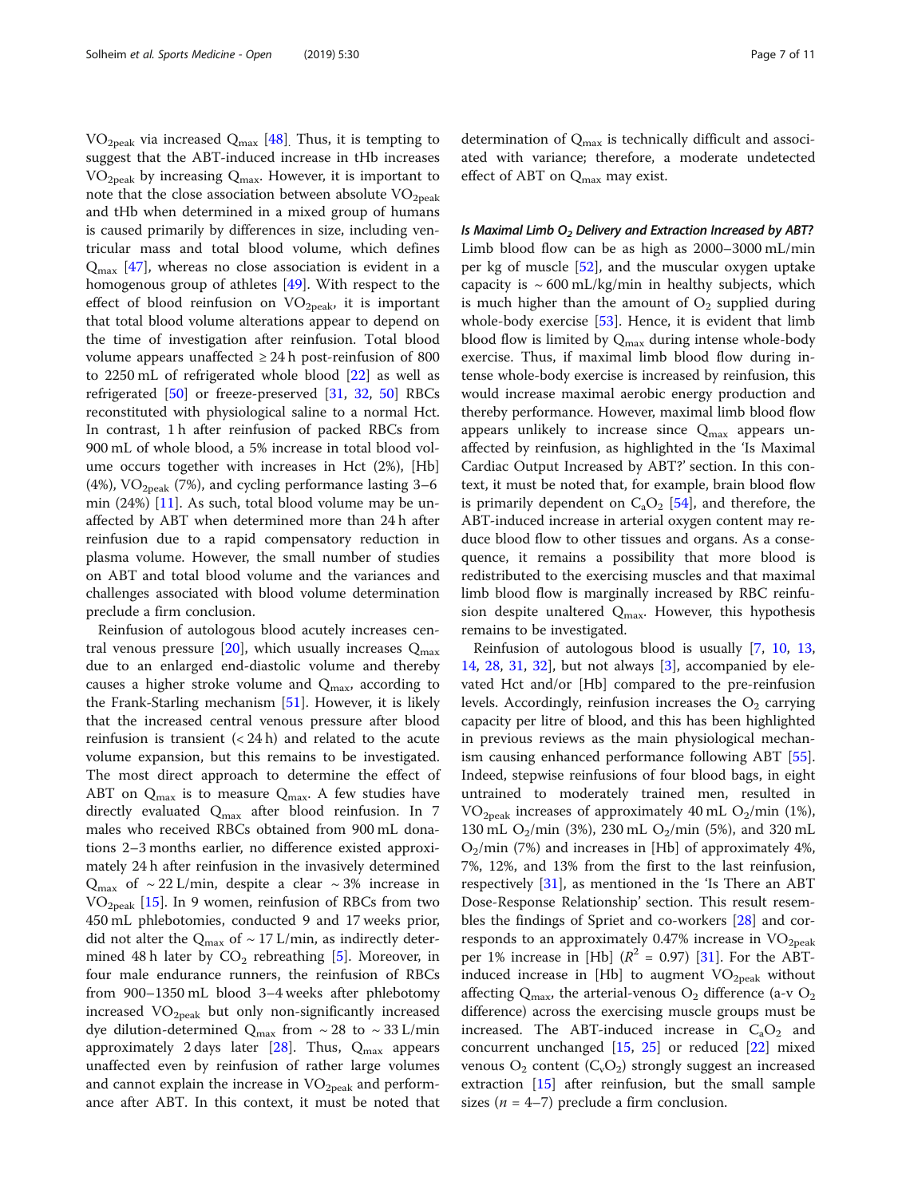$VO_{2peak}$ via increased $Q_{max}$ [48]. Thus, it is tempting to suggest that the ABT-induced increase in tHb increases $VO_{2peak}$ by increasing $Q_{max}$. However, it is important to note that the close association between absolute $VO_{2peak}$ and tHb when determined in a mixed group of humans is caused primarily by differences in size, including ventricular mass and total blood volume, which defines $Q_{max}$ [47], whereas no close association is evident in a homogenous group of athletes [49]. With respect to the effect of blood reinfusion on $VO_{2peak}$, it is important that total blood volume alterations appear to depend on the time of investigation after reinfusion. Total blood volume appears unaffected ≥ 24 h post-reinfusion of 800 to 2250 mL of refrigerated whole blood [22] as well as refrigerated [50] or freeze-preserved [31, 32, 50] RBCs reconstituted with physiological saline to a normal Hct. In contrast, 1 h after reinfusion of packed RBCs from 900 mL of whole blood, a 5% increase in total blood volume occurs together with increases in Hct (2%), [Hb] (4%), $VO_{2peak}$ (7%), and cycling performance lasting 3–6 min (24%) [11]. As such, total blood volume may be unaffected by ABT when determined more than 24 h after reinfusion due to a rapid compensatory reduction in plasma volume. However, the small number of studies on ABT and total blood volume and the variances and challenges associated with blood volume determination preclude a firm conclusion.

Reinfusion of autologous blood acutely increases central venous pressure [20], which usually increases $Q_{max}$ due to an enlarged end-diastolic volume and thereby causes a higher stroke volume and $Q_{max}$, according to the Frank-Starling mechanism [51]. However, it is likely that the increased central venous pressure after blood reinfusion is transient (< 24 h) and related to the acute volume expansion, but this remains to be investigated. The most direct approach to determine the effect of ABT on $Q_{max}$ is to measure $Q_{max}$. A few studies have directly evaluated $Q_{max}$ after blood reinfusion. In 7 males who received RBCs obtained from 900 mL donations 2–3 months earlier, no difference existed approximately 24 h after reinfusion in the invasively determined $Q_{max}$ of ~ 22 L/min, despite a clear ~ 3% increase in $VO_{2peak}$ [15]. In 9 women, reinfusion of RBCs from two 450 mL phlebotomies, conducted 9 and 17 weeks prior, did not alter the $Q_{max}$ of ~ 17 L/min, as indirectly determined 48 h later by $CO_2$ rebreathing [5]. Moreover, in four male endurance runners, the reinfusion of RBCs from 900–1350 mL blood 3–4 weeks after phlebotomy increased $VO_{2peak}$ but only non-significantly increased dye dilution-determined $Q_{max}$ from ~ 28 to ~ 33 L/min approximately 2 days later [28]. Thus, $Q_{max}$ appears unaffected even by reinfusion of rather large volumes and cannot explain the increase in $VO_{2peak}$ and performance after ABT. In this context, it must be noted that determination of $Q_{max}$ is technically difficult and associated with variance; therefore, a moderate undetected effect of ABT on $Q_{max}$ may exist.

***Is Maximal Limb $O_2$ Delivery and Extraction Increased by ABT?***
Limb blood flow can be as high as 2000–3000 mL/min per kg of muscle [52], and the muscular oxygen uptake capacity is ~ 600 mL/kg/min in healthy subjects, which is much higher than the amount of $O_2$ supplied during whole-body exercise [53]. Hence, it is evident that limb blood flow is limited by $Q_{max}$ during intense whole-body exercise. Thus, if maximal limb blood flow during intense whole-body exercise is increased by reinfusion, this would increase maximal aerobic energy production and thereby performance. However, maximal limb blood flow appears unlikely to increase since $Q_{max}$ appears unaffected by reinfusion, as highlighted in the 'Is Maximal Cardiac Output Increased by ABT?' section. In this context, it must be noted that, for example, brain blood flow is primarily dependent on $C_aO_2$ [54], and therefore, the ABT-induced increase in arterial oxygen content may reduce blood flow to other tissues and organs. As a consequence, it remains a possibility that more blood is redistributed to the exercising muscles and that maximal limb blood flow is marginally increased by RBC reinfusion despite unaltered $Q_{max}$. However, this hypothesis remains to be investigated.

Reinfusion of autologous blood is usually [7, 10, 13, 14, 28, 31, 32], but not always [3], accompanied by elevated Hct and/or [Hb] compared to the pre-reinfusion levels. Accordingly, reinfusion increases the $O_2$ carrying capacity per litre of blood, and this has been highlighted in previous reviews as the main physiological mechanism causing enhanced performance following ABT [55]. Indeed, stepwise reinfusions of four blood bags, in eight untrained to moderately trained men, resulted in $VO_{2peak}$ increases of approximately 40 mL $O_2$/min (1%), 130 mL $O_2$/min (3%), 230 mL $O_2$/min (5%), and 320 mL $O_2$/min (7%) and increases in [Hb] of approximately 4%, 7%, 12%, and 13% from the first to the last reinfusion, respectively [31], as mentioned in the 'Is There an ABT Dose-Response Relationship' section. This result resembles the findings of Spriet and co-workers [28] and corresponds to an approximately 0.47% increase in $VO_{2peak}$ per 1% increase in [Hb] ($R^2$ = 0.97) [31]. For the ABT-induced increase in [Hb] to augment $VO_{2peak}$ without affecting $Q_{max}$, the arterial-venous $O_2$ difference (a-v $O_2$ difference) across the exercising muscle groups must be increased. The ABT-induced increase in $C_aO_2$ and concurrent unchanged [15, 25] or reduced [22] mixed venous $O_2$ content ($C_vO_2$) strongly suggest an increased extraction [15] after reinfusion, but the small sample sizes ($n$ = 4–7) preclude a firm conclusion.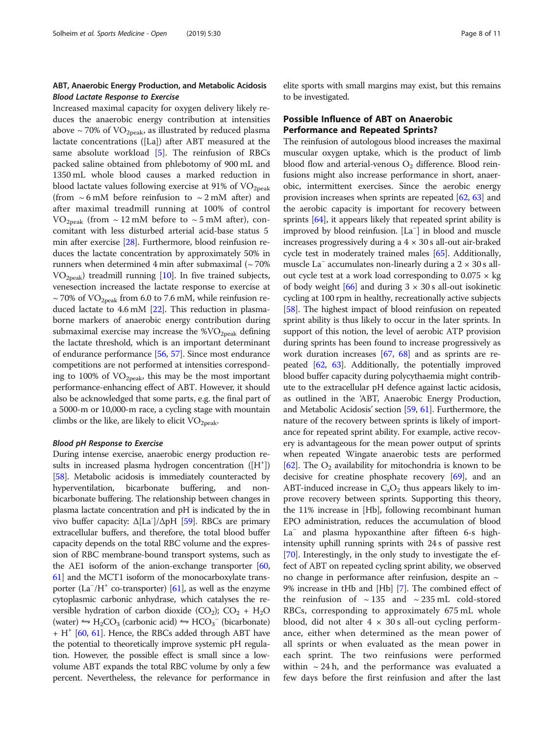## ABT, Anaerobic Energy Production, and Metabolic Acidosis

### *Blood Lactate Response to Exercise*

Increased maximal capacity for oxygen delivery likely reduces the anaerobic energy contribution at intensities above ~ 70% of $VO_{2peak}$, as illustrated by reduced plasma lactate concentrations ([La]) after ABT measured at the same absolute workload [5]. The reinfusion of RBCs packed saline obtained from phlebotomy of 900 mL and 1350 mL whole blood causes a marked reduction in blood lactate values following exercise at 91% of $VO_{2peak}$ (from ~ 6 mM before reinfusion to ~ 2 mM after) and after maximal treadmill running at 100% of control $VO_{2peak}$ (from ~ 12 mM before to ~ 5 mM after), concomitant with less disturbed arterial acid-base status 5 min after exercise [28]. Furthermore, blood reinfusion reduces the lactate concentration by approximately 50% in runners when determined 4 min after submaximal (~ 70% $VO_{2peak}$) treadmill running [10]. In five trained subjects, venesection increased the lactate response to exercise at ~ 70% of $VO_{2peak}$ from 6.0 to 7.6 mM, while reinfusion reduced lactate to 4.6 mM [22]. This reduction in plasma-borne markers of anaerobic energy contribution during submaximal exercise may increase the $\%VO_{2peak}$ defining the lactate threshold, which is an important determinant of endurance performance [56, 57]. Since most endurance competitions are not performed at intensities corresponding to 100% of $VO_{2peak}$, this may be the most important performance-enhancing effect of ABT. However, it should also be acknowledged that some parts, e.g. the final part of a 5000-m or 10,000-m race, a cycling stage with mountain climbs or the like, are likely to elicit $VO_{2peak}$.

### *Blood pH Response to Exercise*

During intense exercise, anaerobic energy production results in increased plasma hydrogen concentration ($[H^+]$) [58]. Metabolic acidosis is immediately counteracted by hyperventilation, bicarbonate buffering, and non-bicarbonate buffering. The relationship between changes in plasma lactate concentration and pH is indicated by the in vivo buffer capacity: $\Delta[La^-]/\Delta pH$ [59]. RBCs are primary extracellular buffers, and therefore, the total blood buffer capacity depends on the total RBC volume and the expression of RBC membrane-bound transport systems, such as the AE1 isoform of the anion-exchange transporter [60, 61] and the MCT1 isoform of the monocarboxylate transporter ($La^-/H^+$ co-transporter) [61], as well as the enzyme cytoplasmic carbonic anhydrase, which catalyses the reversible hydration of carbon dioxide ($CO_2$); $CO_2 + H_2O$ (water) $\leftrightharpoons H_2CO_3$ (carbonic acid) $\leftrightharpoons HCO_3^-$ (bicarbonate) $+ H^+$ [60, 61]. Hence, the RBCs added through ABT have the potential to theoretically improve systemic pH regulation. However, the possible effect is small since a low-volume ABT expands the total RBC volume by only a few percent. Nevertheless, the relevance for performance in elite sports with small margins may exist, but this remains to be investigated.

## Possible Influence of ABT on Anaerobic Performance and Repeated Sprints?

The reinfusion of autologous blood increases the maximal muscular oxygen uptake, which is the product of limb blood flow and arterial-venous $O_2$ difference. Blood reinfusions might also increase performance in short, anaerobic, intermittent exercises. Since the aerobic energy provision increases when sprints are repeated [62, 63] and the aerobic capacity is important for recovery between sprints [64], it appears likely that repeated sprint ability is improved by blood reinfusion. $[La^-]$ in blood and muscle increases progressively during a 4 × 30 s all-out air-braked cycle test in moderately trained males [65]. Additionally, muscle $La^-$ accumulates non-linearly during a 2 × 30 s all-out cycle test at a work load corresponding to 0.075 × kg of body weight [66] and during 3 × 30 s all-out isokinetic cycling at 100 rpm in healthy, recreationally active subjects [58]. The highest impact of blood reinfusion on repeated sprint ability is thus likely to occur in the later sprints. In support of this notion, the level of aerobic ATP provision during sprints has been found to increase progressively as work duration increases [67, 68] and as sprints are repeated [62, 63]. Additionally, the potentially improved blood buffer capacity during polycythaemia might contribute to the extracellular pH defence against lactic acidosis, as outlined in the 'ABT, Anaerobic Energy Production, and Metabolic Acidosis' section [59, 61]. Furthermore, the nature of the recovery between sprints is likely of importance for repeated sprint ability. For example, active recovery is advantageous for the mean power output of sprints when repeated Wingate anaerobic tests are performed [62]. The $O_2$ availability for mitochondria is known to be decisive for creatine phosphate recovery [69], and an ABT-induced increase in $C_aO_2$ thus appears likely to improve recovery between sprints. Supporting this theory, the 11% increase in [Hb], following recombinant human EPO administration, reduces the accumulation of blood $La^-$ and plasma hypoxanthine after fifteen 6-s high-intensity uphill running sprints with 24 s of passive rest [70]. Interestingly, in the only study to investigate the effect of ABT on repeated cycling sprint ability, we observed no change in performance after reinfusion, despite an ~ 9% increase in tHb and [Hb] [7]. The combined effect of the reinfusion of ~ 135 and ~ 235 mL cold-stored RBCs, corresponding to approximately 675 mL whole blood, did not alter 4 × 30 s all-out cycling performance, either when determined as the mean power of all sprints or when evaluated as the mean power in each sprint. The two reinfusions were performed within ~ 24 h, and the performance was evaluated a few days before the first reinfusion and after the last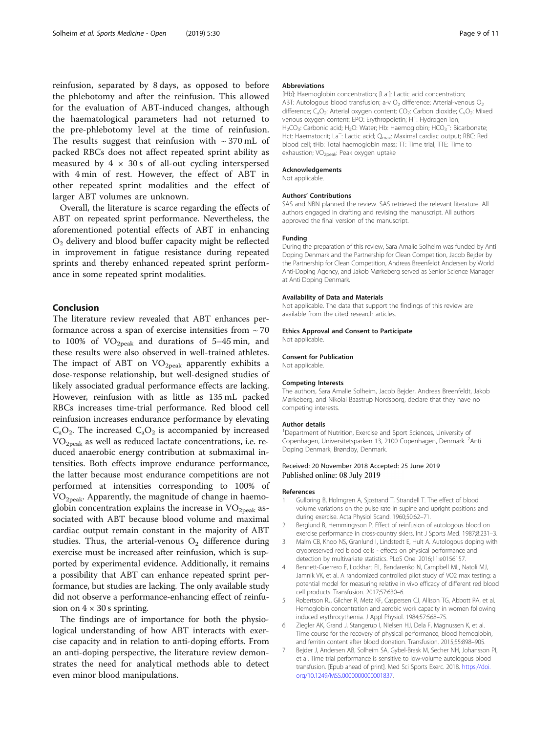reinfusion, separated by 8 days, as opposed to before the phlebotomy and after the reinfusion. This allowed for the evaluation of ABT-induced changes, although the haematological parameters had not returned to the pre-phlebotomy level at the time of reinfusion. The results suggest that reinfusion with ~ 370 mL of packed RBCs does not affect repeated sprint ability as measured by 4 × 30 s of all-out cycling interspersed with 4 min of rest. However, the effect of ABT in other repeated sprint modalities and the effect of larger ABT volumes are unknown.

Overall, the literature is scarce regarding the effects of ABT on repeated sprint performance. Nevertheless, the aforementioned potential effects of ABT in enhancing $O_2$ delivery and blood buffer capacity might be reflected in improvement in fatigue resistance during repeated sprints and thereby enhanced repeated sprint performance in some repeated sprint modalities.

## Conclusion

The literature review revealed that ABT enhances performance across a span of exercise intensities from ~ 70 to 100% of $VO_{2peak}$ and durations of 5–45 min, and these results were also observed in well-trained athletes. The impact of ABT on $VO_{2peak}$ apparently exhibits a dose-response relationship, but well-designed studies of likely associated gradual performance effects are lacking. However, reinfusion with as little as 135 mL packed RBCs increases time-trial performance. Red blood cell reinfusion increases endurance performance by elevating $C_aO_2$. The increased $C_aO_2$ is accompanied by increased $VO_{2peak}$ as well as reduced lactate concentrations, i.e. reduced anaerobic energy contribution at submaximal intensities. Both effects improve endurance performance, the latter because most endurance competitions are not performed at intensities corresponding to 100% of $VO_{2peak}$. Apparently, the magnitude of change in haemoglobin concentration explains the increase in $VO_{2peak}$ associated with ABT because blood volume and maximal cardiac output remain constant in the majority of ABT studies. Thus, the arterial-venous $O_2$ difference during exercise must be increased after reinfusion, which is supported by experimental evidence. Additionally, it remains a possibility that ABT can enhance repeated sprint performance, but studies are lacking. The only available study did not observe a performance-enhancing effect of reinfusion on 4 × 30 s sprinting.

The findings are of importance for both the physiological understanding of how ABT interacts with exercise capacity and in relation to anti-doping efforts. From an anti-doping perspective, the literature review demonstrates the need for analytical methods able to detect even minor blood manipulations.

### Abbreviations

[Hb]: Haemoglobin concentration; $[La^-]$: Lactic acid concentration; ABT: Autologous blood transfusion; a-v $O_2$ difference: Arterial-venous $O_2$ difference; $C_aO_2$: Arterial oxygen content; $CO_2$: Carbon dioxide; $C_vO_2$: Mixed venous oxygen content; EPO: Erythropoietin; $H^+$: Hydrogen ion; $H_2CO_3$: Carbonic acid; $H_2O$: Water; Hb: Haemoglobin; $HCO_3^-$: Bicarbonate; Hct: Haematocrit; $La^-$: Lactic acid; $Q_{max}$: Maximal cardiac output; RBC: Red blood cell; tHb: Total haemoglobin mass; TT: Time trial; TTE: Time to exhaustion; $VO_{2peak}$: Peak oxygen uptake

### Acknowledgements

Not applicable.

### Authors' Contributions

SAS and NBN planned the review. SAS retrieved the relevant literature. All authors engaged in drafting and revising the manuscript. All authors approved the final version of the manuscript.

### Funding

During the preparation of this review, Sara Amalie Solheim was funded by Anti Doping Denmark and the Partnership for Clean Competition, Jacob Bejder by the Partnership for Clean Competition, Andreas Breenfeldt Andersen by World Anti-Doping Agency, and Jakob Mørkeberg served as Senior Science Manager at Anti Doping Denmark.

### Availability of Data and Materials

Not applicable. The data that support the findings of this review are available from the cited research articles.

### Ethics Approval and Consent to Participate

Not applicable.

### Consent for Publication

Not applicable.

### Competing Interests

The authors, Sara Amalie Solheim, Jacob Bejder, Andreas Breenfeldt, Jakob Mørkeberg, and Nikolai Baastrup Nordsborg, declare that they have no competing interests.

### Author details

[1]Department of Nutrition, Exercise and Sport Sciences, University of Copenhagen, Universitetsparken 13, 2100 Copenhagen, Denmark. [2]Anti Doping Denmark, Brøndby, Denmark.

Received: 20 November 2018 Accepted: 25 June 2019
Published online: 08 July 2019

### References

1. Gullbring B, Holmgren A, Sjostrand T, Strandell T. The effect of blood volume variations on the pulse rate in supine and upright positions and during exercise. Acta Physiol Scand. 1960;50:62–71.
2. Berglund B, Hemmingsson P. Effect of reinfusion of autologous blood on exercise performance in cross-country skiers. Int J Sports Med. 1987;8:231–3.
3. Malm CB, Khoo NS, Granlund I, Lindstedt E, Hult A. Autologous doping with cryopreserved red blood cells - effects on physical performance and detection by multivariate statistics. PLoS One. 2016;11:e0156157.
4. Bennett-Guerrero E, Lockhart EL, Bandarenko N, Campbell ML, Natoli MJ, Jamnik VK, et al. A randomized controlled pilot study of VO2 max testing: a potential model for measuring relative in vivo efficacy of different red blood cell products. Transfusion. 2017;57:630–6.
5. Robertson RJ, Gilcher R, Metz KF, Caspersen CJ, Allison TG, Abbott RA, et al. Hemoglobin concentration and aerobic work capacity in women following induced erythrocythemia. J Appl Physiol. 1984;57:568–75.
6. Ziegler AK, Grand J, Stangerup I, Nielsen HJ, Dela F, Magnussen K, et al. Time course for the recovery of physical performance, blood hemoglobin, and ferritin content after blood donation. Transfusion. 2015;55:898–905.
7. Bejder J, Andersen AB, Solheim SA, Gybel-Brask M, Secher NH, Johansson PI, et al. Time trial performance is sensitive to low-volume autologous blood transfusion. [Epub ahead of print]. Med Sci Sports Exerc. 2018. https://doi.org/10.1249/MSS.0000000000001837.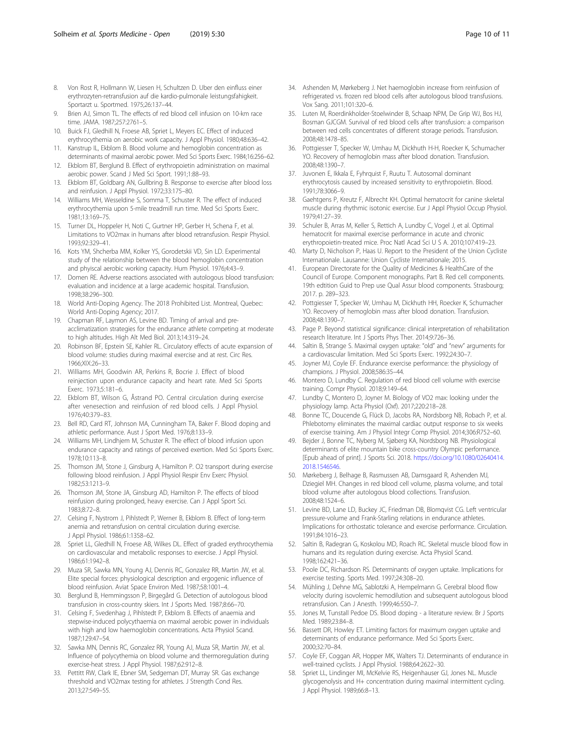8. Von Rost R, Hollmann W, Liesen H, Schultzen D. Uber den einfluss einer erythrozyten-retransfusion auf die kardio-pulmonale leistungsfahigkeit. Sportarzt u. Sportmed. 1975;26:137–44.
9. Brien AJ, Simon TL. The effects of red blood cell infusion on 10-km race time. JAMA. 1987;257:2761–5.
10. Buick FJ, Gledhill N, Froese AB, Spriet L, Meyers EC. Effect of induced erythrocythemia on aerobic work capacity. J Appl Physiol. 1980;48:636–42.
11. Kanstrup IL, Ekblom B. Blood volume and hemoglobin concentration as determinants of maximal aerobic power. Med Sci Sports Exerc. 1984;16:256–62.
12. Ekblom BT, Berglund B. Effect of erythropoietin administration on maximal aerobic power. Scand J Med Sci Sport. 1991;1:88–93.
13. Ekblom BT, Goldbarg AN, Gullbring B. Response to exercise after blood loss and reinfusion. J Appl Physiol. 1972;33:175–80.
14. Williams MH, Wesseldine S, Somma T, Schuster R. The effect of induced erythrocythemia upon 5-mile treadmill run time. Med Sci Sports Exerc. 1981;13:169–75.
15. Turner DL, Hoppeler H, Noti C, Gurtner HP, Gerber H, Schena F, et al. Limitations to VO2max in humans after blood retransfusion. Respir Physiol. 1993;92:329–41.
16. Kots YM, Shcherba MM, Kolker YS, Gorodetskii VD, Sin LD. Experimental study of the relationship between the blood hemoglobin concentration and phyiscal aerobic working capacity. Hum Physiol. 1976;4:43–9.
17. Domen RE. Adverse reactions associated with autologous blood transfusion: evaluation and incidence at a large academic hospital. Transfusion. 1998;38:296–300.
18. World Anti-Doping Agency. The 2018 Prohibited List. Montreal, Quebec: World Anti-Doping Agency; 2017.
19. Chapman RF, Laymon AS, Levine BD. Timing of arrival and pre-acclimatization strategies for the endurance athlete competing at moderate to high altitudes. High Alt Med Biol. 2013;14:319–24.
20. Robinson BF, Epstein SE, Kahler RL. Circulatory effects of acute expansion of blood volume: studies during maximal exercise and at rest. Circ Res. 1966;XIX:26–33.
21. Williams MH, Goodwin AR, Perkins R, Bocrie J. Effect of blood reinjection upon endurance capacity and heart rate. Med Sci Sports Exerc. 1973;5:181–6.
22. Ekblom BT, Wilson G, Åstrand PO. Central circulation during exercise after venesection and reinfusion of red blood cells. J Appl Physiol. 1976;40:379–83.
23. Bell RD, Card RT, Johnson MA, Cunningham TA, Baker F. Blood doping and athletic performance. Aust J Sport Med. 1976;8:133–9.
24. Williams MH, Lindhjem M, Schuster R. The effect of blood infusion upon endurance capacity and ratings of perceived exertion. Med Sci Sports Exerc. 1978;10:113–8.
25. Thomson JM, Stone J, Ginsburg A, Hamilton P. O2 transport during exercise following blood reinfusion. J Appl Physiol Respir Env Exerc Physiol. 1982;53:1213–9.
26. Thomson JM, Stone JA, Ginsburg AD, Hamilton P. The effects of blood reinfusion during prolonged, heavy exercise. Can J Appl Sport Sci. 1983;8:72–8.
27. Celsing F, Nystrom J, Pihlstedt P, Werner B, Ekblom B. Effect of long-term anemia and retransfusion on central circulation during exercise. J Appl Physiol. 1986;61:1358–62.
28. Spriet LL, Gledhill N, Froese AB, Wilkes DL. Effect of graded erythrocythemia on cardiovascular and metabolic responses to exercise. J Appl Physiol. 1986;61:1942–8.
29. Muza SR, Sawka MN, Young AJ, Dennis RC, Gonzalez RR, Martin JW, et al. Elite special forces: physiological description and ergogenic influence of blood reinfusion. Aviat Space Environ Med. 1987;58:1001–4.
30. Berglund B, Hemmingsson P, Birgegård G. Detection of autologous blood transfusion in cross-country skiers. Int J Sports Med. 1987;8:66–70.
31. Celsing F, Svedenhag J, Pihlstedt P, Ekblom B. Effects of anaemia and stepwise-induced polycythaemia on maximal aerobic power in individuals with high and low haemoglobin concentrations. Acta Physiol Scand. 1987;129:47–54.
32. Sawka MN, Dennis RC, Gonzalez RR, Young AJ, Muza SR, Martin JW, et al. Influence of polycythemia on blood volume and thermoregulation during exercise-heat stress. J Appl Physiol. 1987;62:912–8.
33. Pettitt RW, Clark IE, Ebner SM, Sedgeman DT, Murray SR. Gas exchange threshold and VO2max testing for athletes. J Strength Cond Res. 2013;27:549–55.
34. Ashenden M, Mørkeberg J. Net haemoglobin increase from reinfusion of refrigerated vs. frozen red blood cells after autologous blood transfusions. Vox Sang. 2011;101:320–6.
35. Luten M, Roerdinkholder-Stoelwinder B, Schaap NPM, De Grip WJ, Bos HJ, Bosman GJCGM. Survival of red blood cells after transfusion: a comparison between red cells concentrates of different storage periods. Transfusion. 2008;48:1478–85.
36. Pottgiesser T, Specker W, Umhau M, Dickhuth H-H, Roecker K, Schumacher YO. Recovery of hemoglobin mass after blood donation. Transfusion. 2008;48:1390–7.
37. Juvonen E, Ikkala E, Fyhrquist F, Ruutu T. Autosomal dominant erythrocytosis caused by increased sensitivity to erythropoietin. Blood. 1991;78:3066–9.
38. Gaehtgens P, Kreutz F, Albrecht KH. Optimal hematocrit for canine skeletal muscle during rhythmic isotonic exercise. Eur J Appl Physiol Occup Physiol. 1979;41:27–39.
39. Schuler B, Arras M, Keller S, Rettich A, Lundby C, Vogel J, et al. Optimal hematocrit for maximal exercise performance in acute and chronic erythropoietin-treated mice. Proc Natl Acad Sci U S A. 2010;107:419–23.
40. Marty D, Nicholson P, Haas U. Report to the President of the Union Cycliste Internationale. Lausanne: Union Cycliste Internationale; 2015.
41. European Directorate for the Quality of Medicines & HealthCare of the Council of Europe. Component monographs. Part B. Red cell components. 19th edtition Guid to Prep use Qual Assur blood components. Strasbourg; 2017. p. 289–323.
42. Pottgiesser T, Specker W, Umhau M, Dickhuth HH, Roecker K, Schumacher YO. Recovery of hemoglobin mass after blood donation. Transfusion. 2008;48:1390–7.
43. Page P. Beyond statistical significance: clinical interpretation of rehabilitation research literature. Int J Sports Phys Ther. 2014;9:726–36.
44. Saltin B, Strange S. Maximal oxygen uptake: "old" and "new" arguments for a cardiovascular limitation. Med Sci Sports Exerc. 1992;24:30–7.
45. Joyner MJ, Coyle EF. Endurance exercise performance: the physiology of champions. J Physiol. 2008;586:35–44.
46. Montero D, Lundby C. Regulation of red blood cell volume with exercise training. Compr Physiol. 2018;9:149–64.
47. Lundby C, Montero D, Joyner M. Biology of VO2 max: looking under the physiology lamp. Acta Physiol (Oxf). 2017;220:218–28.
48. Bonne TC, Doucende G, Flück D, Jacobs RA, Nordsborg NB, Robach P, et al. Phlebotomy eliminates the maximal cardiac output response to six weeks of exercise training. Am J Physiol Integr Comp Physiol. 2014;306:R752–60.
49. Bejder J, Bonne TC, Nyberg M, Sjøberg KA, Nordsborg NB. Physiological determinants of elite mountain bike cross-country Olympic performance. [Epub ahead of print]. J Sports Sci. 2018. https://doi.org/10.1080/02640414.2018.1546546.
50. Mørkeberg J, Belhage B, Rasmussen AB, Damsgaard R, Ashenden MJ, Dziegiel MH. Changes in red blood cell volume, plasma volume, and total blood volume after autologous blood collections. Transfusion. 2008;48:1524–6.
51. Levine BD, Lane LD, Buckey JC, Friedman DB, Blomqvist CG. Left ventricular pressure-volume and Frank-Starling relations in endurance athletes. Implications for orthostatic tolerance and exercise performance. Circulation. 1991;84:1016–23.
52. Saltin B, Radegran G, Koskolou MD, Roach RC. Skeletal muscle blood flow in humans and its regulation during exercise. Acta Physiol Scand. 1998;162:421–36.
53. Poole DC, Richardson RS. Determinants of oxygen uptake. Implications for exercise testing. Sports Med. 1997;24:308–20.
54. Mühling J, Dehne MG, Sablotzki A, Hempelmann G. Cerebral blood flow velocity during isovolemic hemodilution and subsequent autologous blood retransfusion. Can J Anesth. 1999;46:550–7.
55. Jones M, Tunstall Pedoe DS. Blood doping - a literature review. Br J Sports Med. 1989;23:84–8.
56. Bassett DR, Howley ET. Limiting factors for maximum oxygen uptake and determinants of endurance performance. Med Sci Sports Exerc. 2000;32:70–84.
57. Coyle EF, Coggan AR, Hopper MK, Walters TJ. Determinants of endurance in well-trained cyclists. J Appl Physiol. 1988;64:2622–30.
58. Spriet LL, Lindinger MI, McKelvie RS, Heigenhauser GJ, Jones NL. Muscle glycogenolysis and H+ concentration during maximal intermittent cycling. J Appl Physiol. 1989;66:8–13.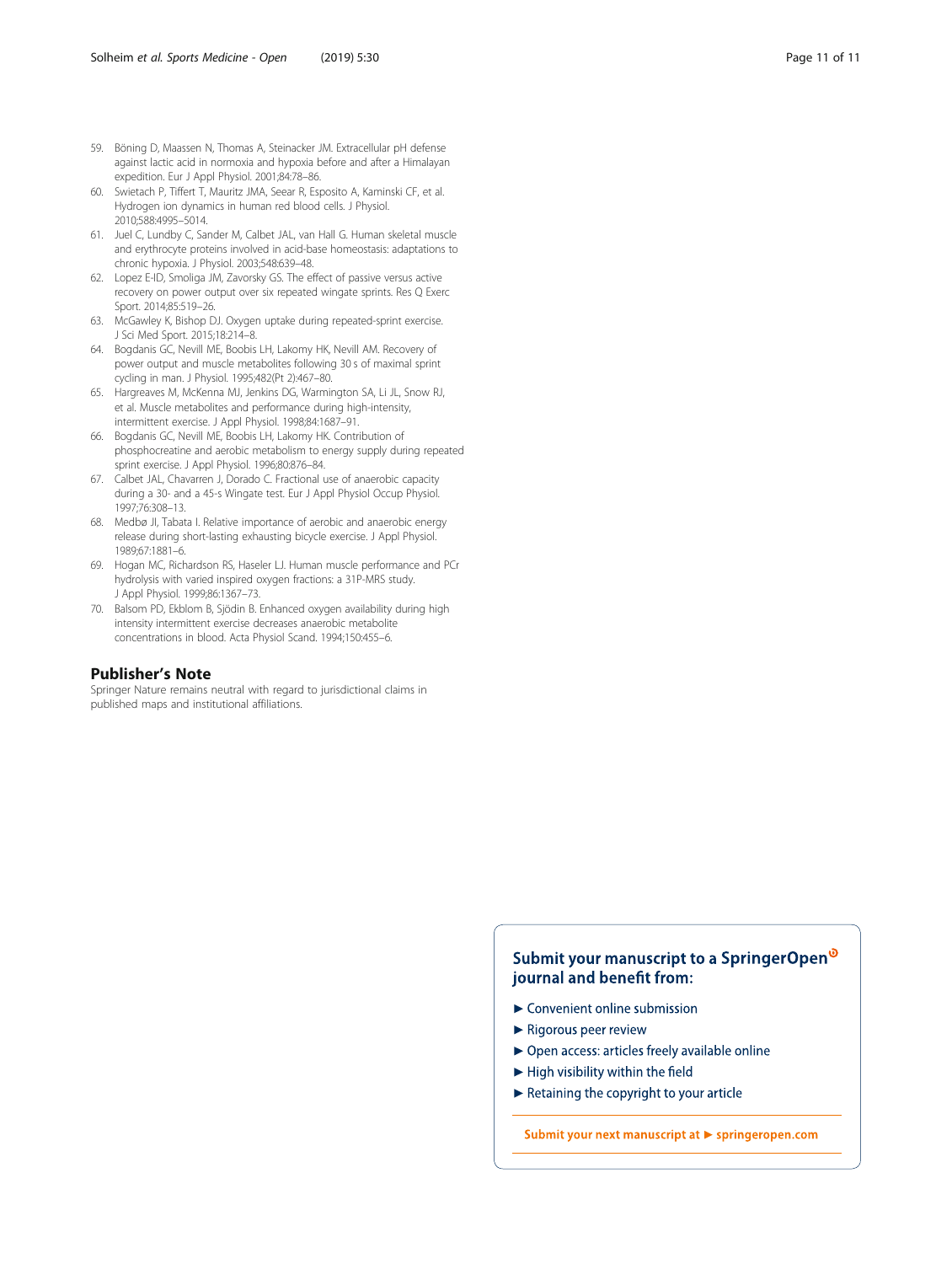59. Böning D, Maassen N, Thomas A, Steinacker JM. Extracellular pH defense against lactic acid in normoxia and hypoxia before and after a Himalayan expedition. Eur J Appl Physiol. 2001;84:78–86.
60. Swietach P, Tiffert T, Mauritz JMA, Seear R, Esposito A, Kaminski CF, et al. Hydrogen ion dynamics in human red blood cells. J Physiol. 2010;588:4995–5014.
61. Juel C, Lundby C, Sander M, Calbet JAL, van Hall G. Human skeletal muscle and erythrocyte proteins involved in acid-base homeostasis: adaptations to chronic hypoxia. J Physiol. 2003;548:639–48.
62. Lopez E-ID, Smoliga JM, Zavorsky GS. The effect of passive versus active recovery on power output over six repeated wingate sprints. Res Q Exerc Sport. 2014;85:519–26.
63. McGawley K, Bishop DJ. Oxygen uptake during repeated-sprint exercise. J Sci Med Sport. 2015;18:214–8.
64. Bogdanis GC, Nevill ME, Boobis LH, Lakomy HK, Nevill AM. Recovery of power output and muscle metabolites following 30 s of maximal sprint cycling in man. J Physiol. 1995;482(Pt 2):467–80.
65. Hargreaves M, McKenna MJ, Jenkins DG, Warmington SA, Li JL, Snow RJ, et al. Muscle metabolites and performance during high-intensity, intermittent exercise. J Appl Physiol. 1998;84:1687–91.
66. Bogdanis GC, Nevill ME, Boobis LH, Lakomy HK. Contribution of phosphocreatine and aerobic metabolism to energy supply during repeated sprint exercise. J Appl Physiol. 1996;80:876–84.
67. Calbet JAL, Chavarren J, Dorado C. Fractional use of anaerobic capacity during a 30- and a 45-s Wingate test. Eur J Appl Physiol Occup Physiol. 1997;76:308–13.
68. Medbø JI, Tabata I. Relative importance of aerobic and anaerobic energy release during short-lasting exhausting bicycle exercise. J Appl Physiol. 1989;67:1881–6.
69. Hogan MC, Richardson RS, Haseler LJ. Human muscle performance and PCr hydrolysis with varied inspired oxygen fractions: a 31P-MRS study. J Appl Physiol. 1999;86:1367–73.
70. Balsom PD, Ekblom B, Sjödin B. Enhanced oxygen availability during high intensity intermittent exercise decreases anaerobic metabolite concentrations in blood. Acta Physiol Scand. 1994;150:455–6.

## Publisher's Note

Springer Nature remains neutral with regard to jurisdictional claims in published maps and institutional affiliations.